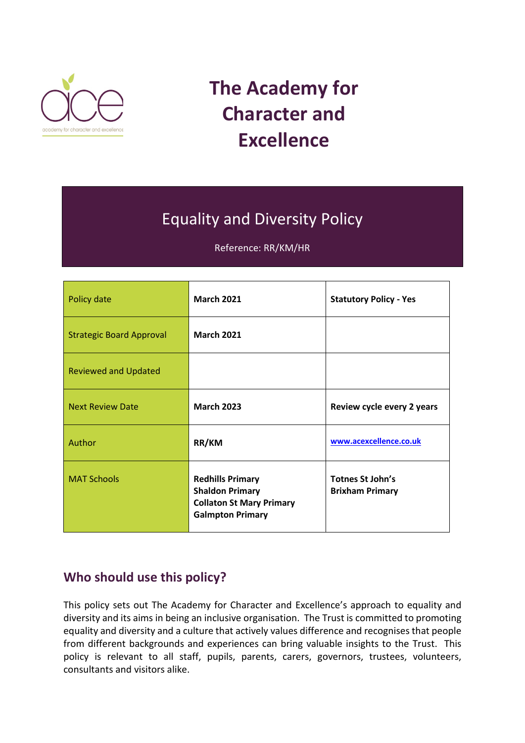# The Academy for Character and Excellence

## Equality and Diversity Policy

Reference: RR/KM/HR

| Policy date | March 2021 | Statutory Policy - Yes |
|---|---|---|
| Strategic Board Approval | March 2021 | |
| Reviewed and Updated | | |
| Next Review Date | March 2023 | Review cycle every 2 years |
| Author | RR/KM | www.acexcellence.co.uk |
| MAT Schools | Redhills Primary<br>Shaldon Primary<br>Collaton St Mary Primary<br>Galmpton Primary | Totnes St John's<br>Brixham Primary |

## Who should use this policy?

This policy sets out The Academy for Character and Excellence's approach to equality and diversity and its aims in being an inclusive organisation. The Trust is committed to promoting equality and diversity and a culture that actively values difference and recognises that people from different backgrounds and experiences can bring valuable insights to the Trust. This policy is relevant to all staff, pupils, parents, carers, governors, trustees, volunteers, consultants and visitors alike.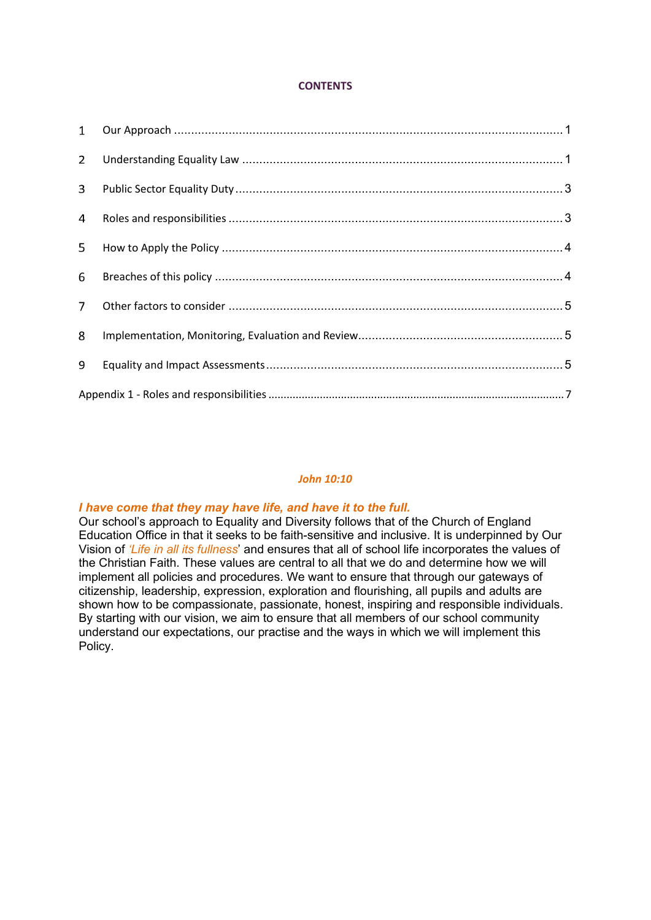**CONTENTS**

1 Our Approach ........................................................................................................... 1

2 Understanding Equality Law ..................................................................................... 1

3 Public Sector Equality Duty ....................................................................................... 3

4 Roles and responsibilities .......................................................................................... 3

5 How to Apply the Policy ............................................................................................ 4

6 Breaches of this policy ............................................................................................... 4

7 Other factors to consider ........................................................................................... 5

8 Implementation, Monitoring, Evaluation and Review ................................................ 5

9 Equality and Impact Assessments .............................................................................. 5

Appendix 1 - Roles and responsibilities ........................................................................ 7

***John 10:10***

***I have come that they may have life, and have it to the full.***

Our school's approach to Equality and Diversity follows that of the Church of England Education Office in that it seeks to be faith-sensitive and inclusive. It is underpinned by Our Vision of *'Life in all its fullness'* and ensures that all of school life incorporates the values of the Christian Faith. These values are central to all that we do and determine how we will implement all policies and procedures. We want to ensure that through our gateways of citizenship, leadership, expression, exploration and flourishing, all pupils and adults are shown how to be compassionate, passionate, honest, inspiring and responsible individuals. By starting with our vision, we aim to ensure that all members of our school community understand our expectations, our practise and the ways in which we will implement this Policy.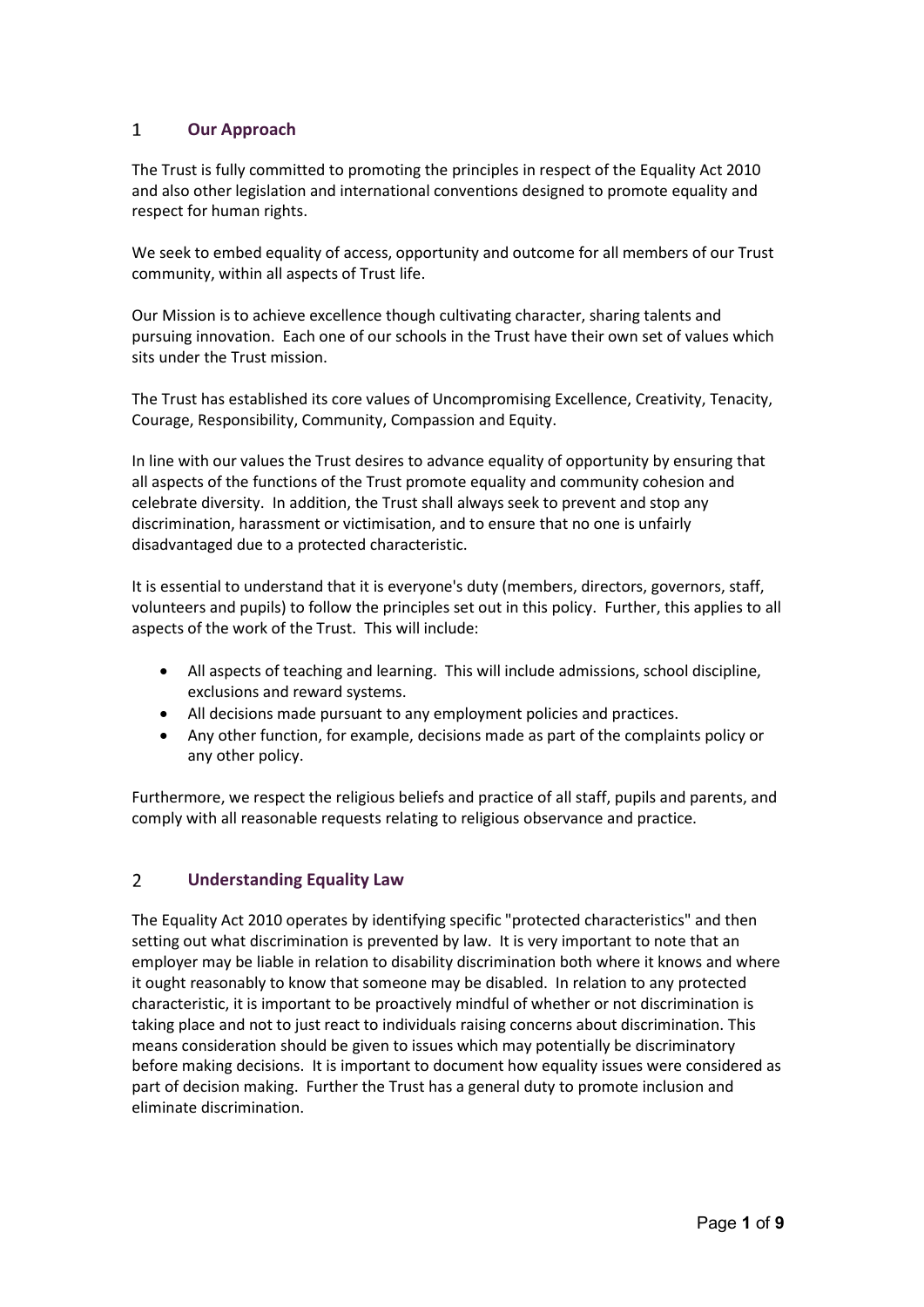## 1 Our Approach

The Trust is fully committed to promoting the principles in respect of the Equality Act 2010 and also other legislation and international conventions designed to promote equality and respect for human rights.

We seek to embed equality of access, opportunity and outcome for all members of our Trust community, within all aspects of Trust life.

Our Mission is to achieve excellence though cultivating character, sharing talents and pursuing innovation. Each one of our schools in the Trust have their own set of values which sits under the Trust mission.

The Trust has established its core values of Uncompromising Excellence, Creativity, Tenacity, Courage, Responsibility, Community, Compassion and Equity.

In line with our values the Trust desires to advance equality of opportunity by ensuring that all aspects of the functions of the Trust promote equality and community cohesion and celebrate diversity. In addition, the Trust shall always seek to prevent and stop any discrimination, harassment or victimisation, and to ensure that no one is unfairly disadvantaged due to a protected characteristic.

It is essential to understand that it is everyone's duty (members, directors, governors, staff, volunteers and pupils) to follow the principles set out in this policy. Further, this applies to all aspects of the work of the Trust. This will include:

- All aspects of teaching and learning. This will include admissions, school discipline, exclusions and reward systems.
- All decisions made pursuant to any employment policies and practices.
- Any other function, for example, decisions made as part of the complaints policy or any other policy.

Furthermore, we respect the religious beliefs and practice of all staff, pupils and parents, and comply with all reasonable requests relating to religious observance and practice.

## 2 Understanding Equality Law

The Equality Act 2010 operates by identifying specific "protected characteristics" and then setting out what discrimination is prevented by law. It is very important to note that an employer may be liable in relation to disability discrimination both where it knows and where it ought reasonably to know that someone may be disabled. In relation to any protected characteristic, it is important to be proactively mindful of whether or not discrimination is taking place and not to just react to individuals raising concerns about discrimination. This means consideration should be given to issues which may potentially be discriminatory before making decisions. It is important to document how equality issues were considered as part of decision making. Further the Trust has a general duty to promote inclusion and eliminate discrimination.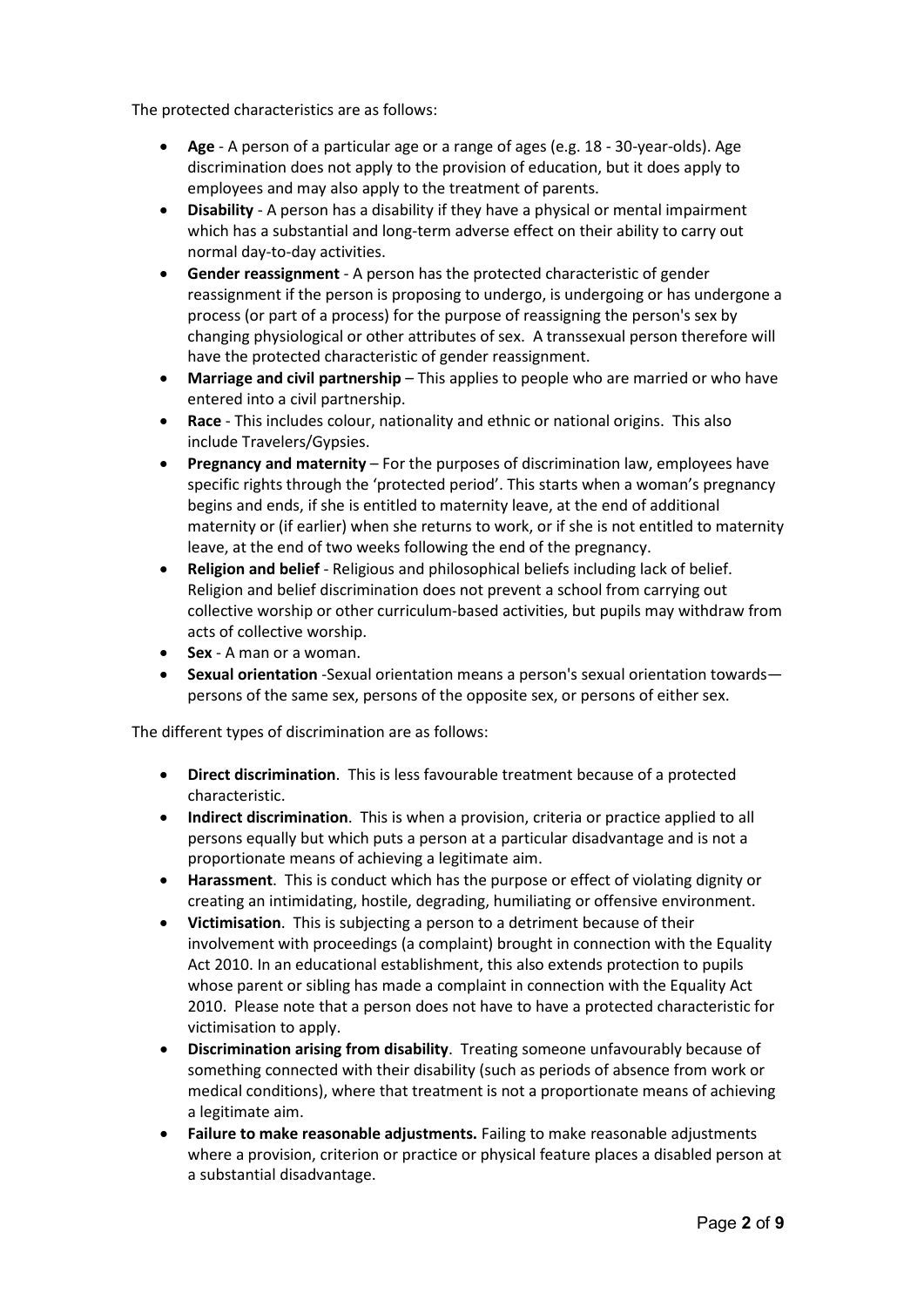The protected characteristics are as follows:

- **Age** - A person of a particular age or a range of ages (e.g. 18 - 30-year-olds). Age discrimination does not apply to the provision of education, but it does apply to employees and may also apply to the treatment of parents.
- **Disability** - A person has a disability if they have a physical or mental impairment which has a substantial and long-term adverse effect on their ability to carry out normal day-to-day activities.
- **Gender reassignment** - A person has the protected characteristic of gender reassignment if the person is proposing to undergo, is undergoing or has undergone a process (or part of a process) for the purpose of reassigning the person's sex by changing physiological or other attributes of sex. A transsexual person therefore will have the protected characteristic of gender reassignment.
- **Marriage and civil partnership** – This applies to people who are married or who have entered into a civil partnership.
- **Race** - This includes colour, nationality and ethnic or national origins. This also include Travelers/Gypsies.
- **Pregnancy and maternity** – For the purposes of discrimination law, employees have specific rights through the 'protected period'. This starts when a woman's pregnancy begins and ends, if she is entitled to maternity leave, at the end of additional maternity or (if earlier) when she returns to work, or if she is not entitled to maternity leave, at the end of two weeks following the end of the pregnancy.
- **Religion and belief** - Religious and philosophical beliefs including lack of belief. Religion and belief discrimination does not prevent a school from carrying out collective worship or other curriculum-based activities, but pupils may withdraw from acts of collective worship.
- **Sex** - A man or a woman.
- **Sexual orientation** -Sexual orientation means a person's sexual orientation towards—persons of the same sex, persons of the opposite sex, or persons of either sex.

The different types of discrimination are as follows:

- **Direct discrimination**. This is less favourable treatment because of a protected characteristic.
- **Indirect discrimination**. This is when a provision, criteria or practice applied to all persons equally but which puts a person at a particular disadvantage and is not a proportionate means of achieving a legitimate aim.
- **Harassment**. This is conduct which has the purpose or effect of violating dignity or creating an intimidating, hostile, degrading, humiliating or offensive environment.
- **Victimisation**. This is subjecting a person to a detriment because of their involvement with proceedings (a complaint) brought in connection with the Equality Act 2010. In an educational establishment, this also extends protection to pupils whose parent or sibling has made a complaint in connection with the Equality Act 2010. Please note that a person does not have to have a protected characteristic for victimisation to apply.
- **Discrimination arising from disability**. Treating someone unfavourably because of something connected with their disability (such as periods of absence from work or medical conditions), where that treatment is not a proportionate means of achieving a legitimate aim.
- **Failure to make reasonable adjustments.** Failing to make reasonable adjustments where a provision, criterion or practice or physical feature places a disabled person at a substantial disadvantage.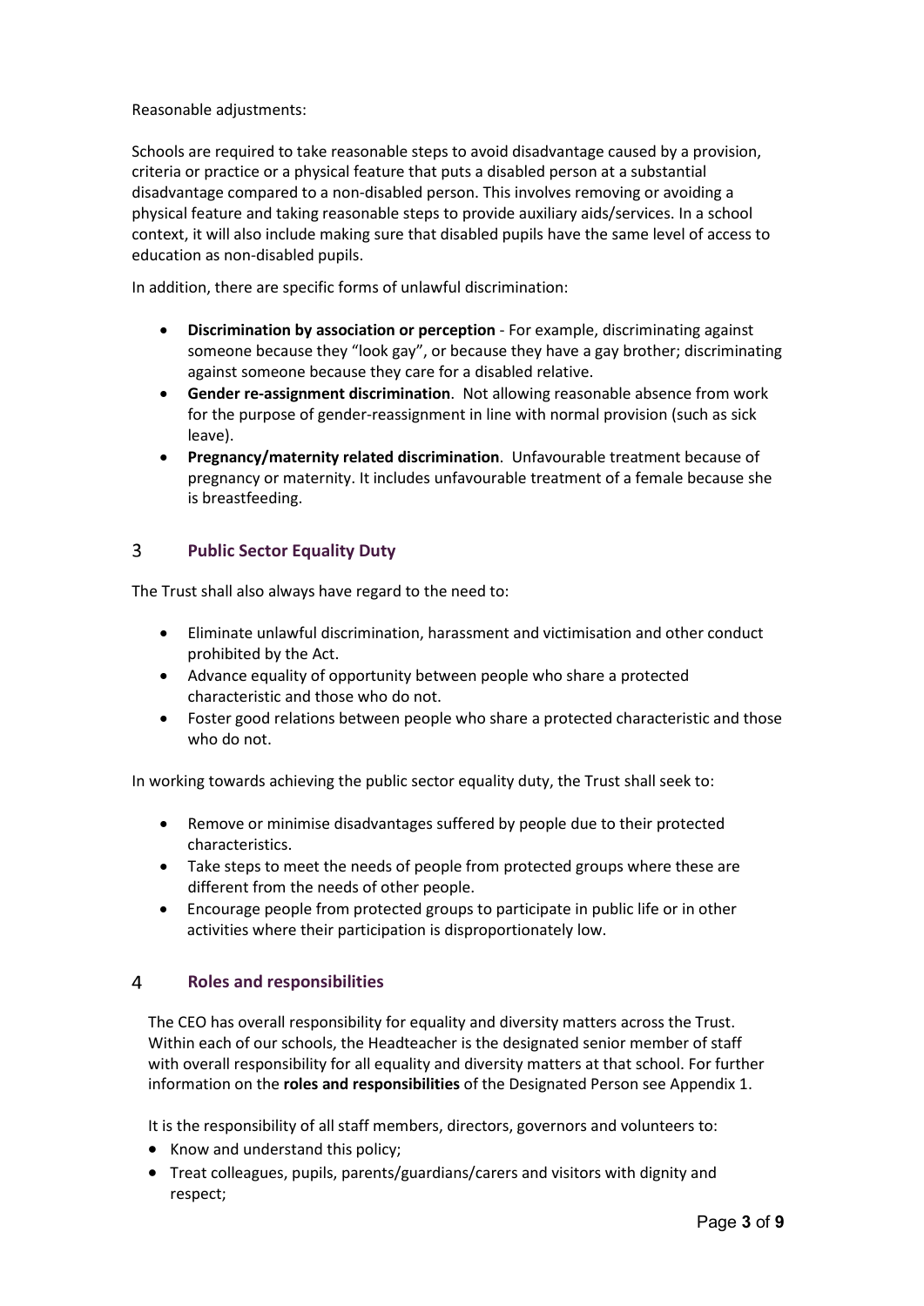Reasonable adjustments:

Schools are required to take reasonable steps to avoid disadvantage caused by a provision, criteria or practice or a physical feature that puts a disabled person at a substantial disadvantage compared to a non-disabled person. This involves removing or avoiding a physical feature and taking reasonable steps to provide auxiliary aids/services. In a school context, it will also include making sure that disabled pupils have the same level of access to education as non-disabled pupils.

In addition, there are specific forms of unlawful discrimination:

- **Discrimination by association or perception** - For example, discriminating against someone because they "look gay", or because they have a gay brother; discriminating against someone because they care for a disabled relative.
- **Gender re-assignment discrimination**. Not allowing reasonable absence from work for the purpose of gender-reassignment in line with normal provision (such as sick leave).
- **Pregnancy/maternity related discrimination**. Unfavourable treatment because of pregnancy or maternity. It includes unfavourable treatment of a female because she is breastfeeding.

## 3 Public Sector Equality Duty

The Trust shall also always have regard to the need to:

- Eliminate unlawful discrimination, harassment and victimisation and other conduct prohibited by the Act.
- Advance equality of opportunity between people who share a protected characteristic and those who do not.
- Foster good relations between people who share a protected characteristic and those who do not.

In working towards achieving the public sector equality duty, the Trust shall seek to:

- Remove or minimise disadvantages suffered by people due to their protected characteristics.
- Take steps to meet the needs of people from protected groups where these are different from the needs of other people.
- Encourage people from protected groups to participate in public life or in other activities where their participation is disproportionately low.

## 4 Roles and responsibilities

The CEO has overall responsibility for equality and diversity matters across the Trust. Within each of our schools, the Headteacher is the designated senior member of staff with overall responsibility for all equality and diversity matters at that school. For further information on the **roles and responsibilities** of the Designated Person see Appendix 1.

It is the responsibility of all staff members, directors, governors and volunteers to:

- Know and understand this policy;
- Treat colleagues, pupils, parents/guardians/carers and visitors with dignity and respect;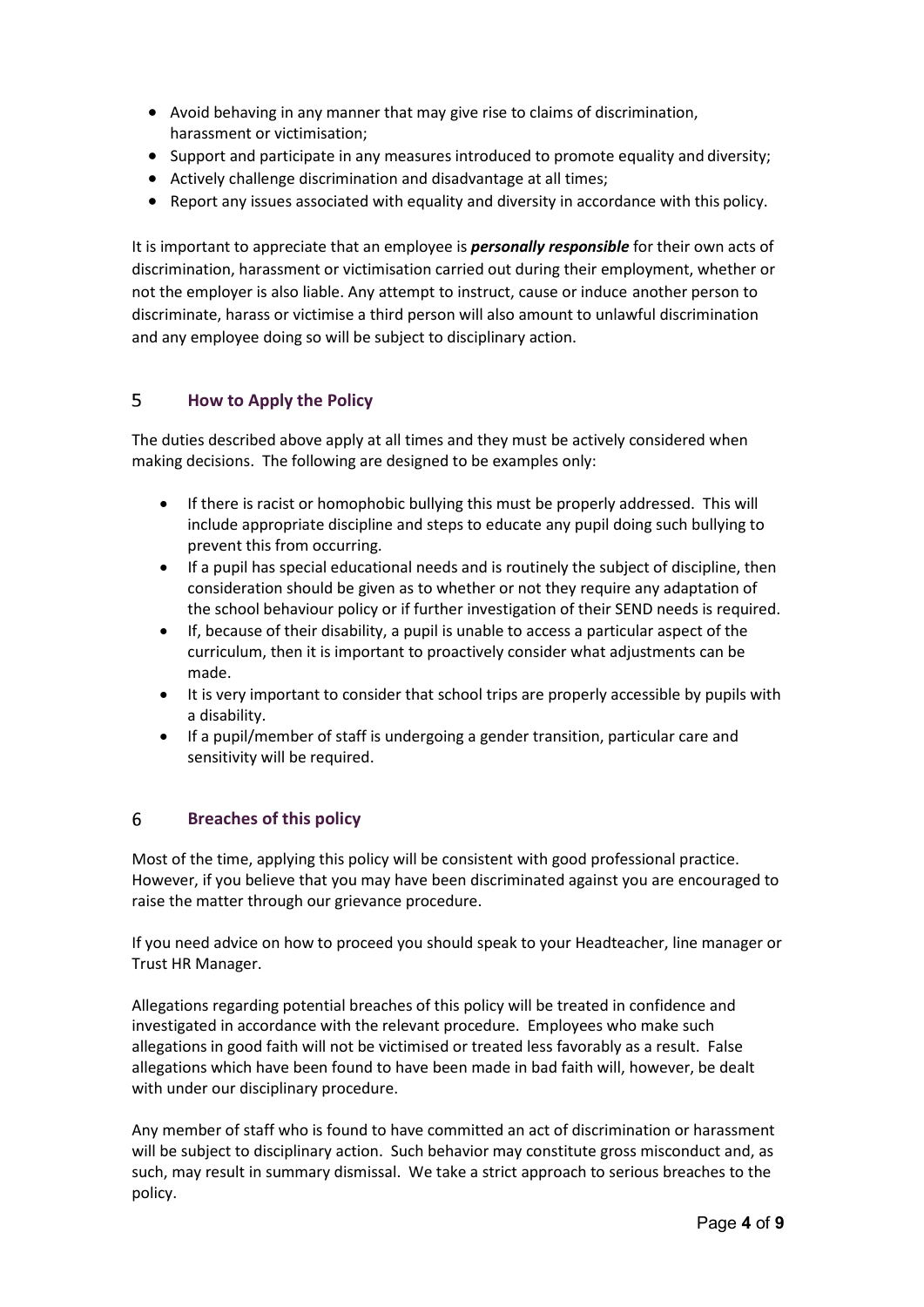- Avoid behaving in any manner that may give rise to claims of discrimination, harassment or victimisation;
- Support and participate in any measures introduced to promote equality and diversity;
- Actively challenge discrimination and disadvantage at all times;
- Report any issues associated with equality and diversity in accordance with this policy.

It is important to appreciate that an employee is ***personally responsible*** for their own acts of discrimination, harassment or victimisation carried out during their employment, whether or not the employer is also liable. Any attempt to instruct, cause or induce another person to discriminate, harass or victimise a third person will also amount to unlawful discrimination and any employee doing so will be subject to disciplinary action.

## 5 How to Apply the Policy

The duties described above apply at all times and they must be actively considered when making decisions. The following are designed to be examples only:

- If there is racist or homophobic bullying this must be properly addressed. This will include appropriate discipline and steps to educate any pupil doing such bullying to prevent this from occurring.
- If a pupil has special educational needs and is routinely the subject of discipline, then consideration should be given as to whether or not they require any adaptation of the school behaviour policy or if further investigation of their SEND needs is required.
- If, because of their disability, a pupil is unable to access a particular aspect of the curriculum, then it is important to proactively consider what adjustments can be made.
- It is very important to consider that school trips are properly accessible by pupils with a disability.
- If a pupil/member of staff is undergoing a gender transition, particular care and sensitivity will be required.

## 6 Breaches of this policy

Most of the time, applying this policy will be consistent with good professional practice. However, if you believe that you may have been discriminated against you are encouraged to raise the matter through our grievance procedure.

If you need advice on how to proceed you should speak to your Headteacher, line manager or Trust HR Manager.

Allegations regarding potential breaches of this policy will be treated in confidence and investigated in accordance with the relevant procedure. Employees who make such allegations in good faith will not be victimised or treated less favorably as a result. False allegations which have been found to have been made in bad faith will, however, be dealt with under our disciplinary procedure.

Any member of staff who is found to have committed an act of discrimination or harassment will be subject to disciplinary action. Such behavior may constitute gross misconduct and, as such, may result in summary dismissal. We take a strict approach to serious breaches to the policy.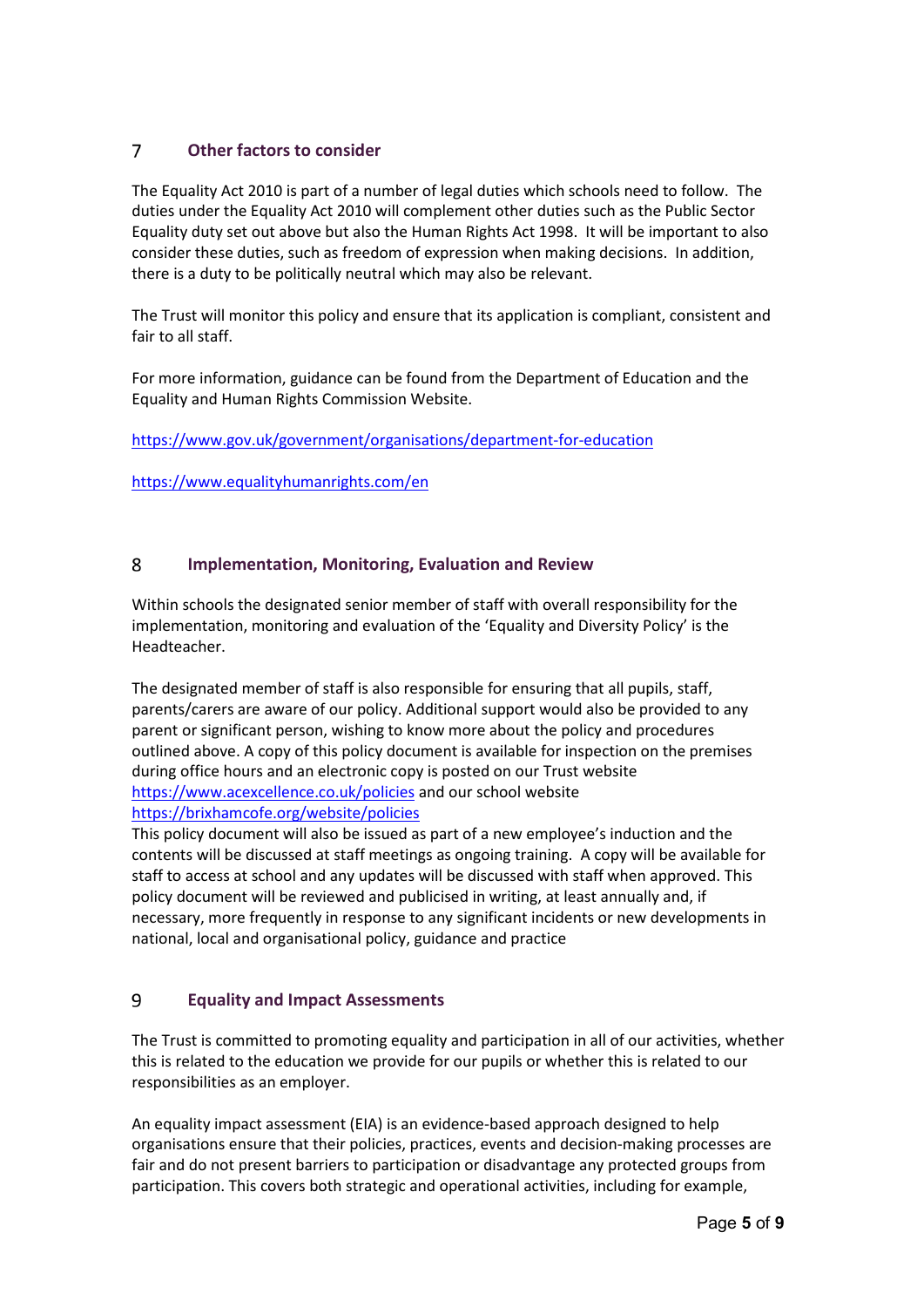## 7 Other factors to consider

The Equality Act 2010 is part of a number of legal duties which schools need to follow. The duties under the Equality Act 2010 will complement other duties such as the Public Sector Equality duty set out above but also the Human Rights Act 1998. It will be important to also consider these duties, such as freedom of expression when making decisions. In addition, there is a duty to be politically neutral which may also be relevant.

The Trust will monitor this policy and ensure that its application is compliant, consistent and fair to all staff.

For more information, guidance can be found from the Department of Education and the Equality and Human Rights Commission Website.

https://www.gov.uk/government/organisations/department-for-education

https://www.equalityhumanrights.com/en

## 8 Implementation, Monitoring, Evaluation and Review

Within schools the designated senior member of staff with overall responsibility for the implementation, monitoring and evaluation of the 'Equality and Diversity Policy' is the Headteacher.

The designated member of staff is also responsible for ensuring that all pupils, staff, parents/carers are aware of our policy. Additional support would also be provided to any parent or significant person, wishing to know more about the policy and procedures outlined above. A copy of this policy document is available for inspection on the premises during office hours and an electronic copy is posted on our Trust website https://www.acexcellence.co.uk/policies and our school website https://brixhamcofe.org/website/policies
This policy document will also be issued as part of a new employee's induction and the contents will be discussed at staff meetings as ongoing training. A copy will be available for staff to access at school and any updates will be discussed with staff when approved. This policy document will be reviewed and publicised in writing, at least annually and, if necessary, more frequently in response to any significant incidents or new developments in national, local and organisational policy, guidance and practice

## 9 Equality and Impact Assessments

The Trust is committed to promoting equality and participation in all of our activities, whether this is related to the education we provide for our pupils or whether this is related to our responsibilities as an employer.

An equality impact assessment (EIA) is an evidence-based approach designed to help organisations ensure that their policies, practices, events and decision-making processes are fair and do not present barriers to participation or disadvantage any protected groups from participation. This covers both strategic and operational activities, including for example,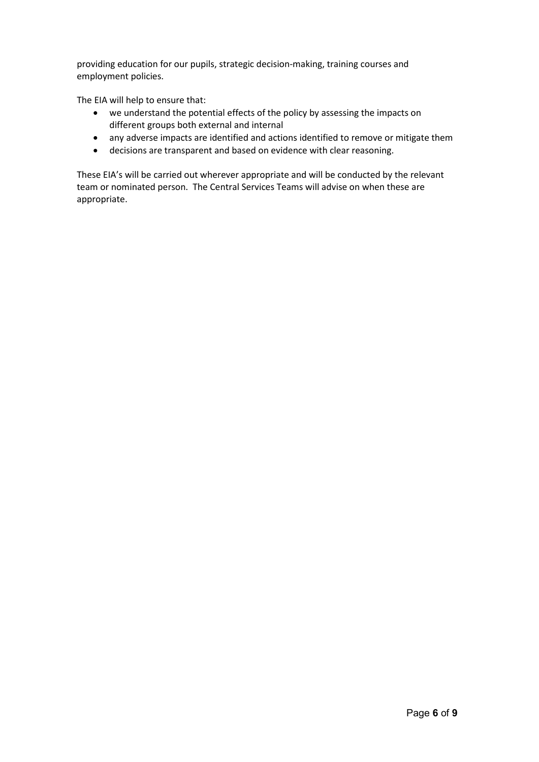providing education for our pupils, strategic decision-making, training courses and employment policies.

The EIA will help to ensure that:

- we understand the potential effects of the policy by assessing the impacts on different groups both external and internal
- any adverse impacts are identified and actions identified to remove or mitigate them
- decisions are transparent and based on evidence with clear reasoning.

These EIA's will be carried out wherever appropriate and will be conducted by the relevant team or nominated person. The Central Services Teams will advise on when these are appropriate.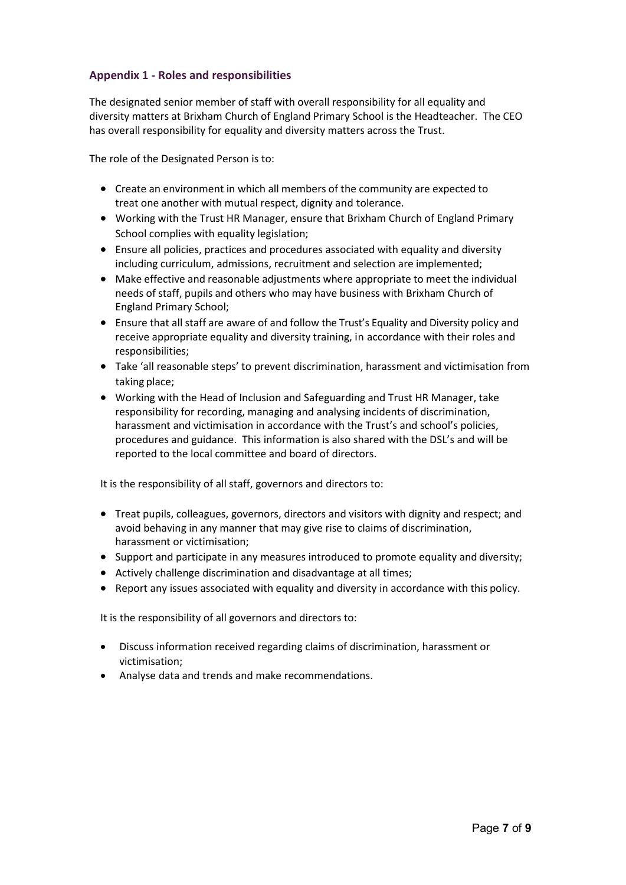## Appendix 1 - Roles and responsibilities

The designated senior member of staff with overall responsibility for all equality and diversity matters at Brixham Church of England Primary School is the Headteacher. The CEO has overall responsibility for equality and diversity matters across the Trust.

The role of the Designated Person is to:

- Create an environment in which all members of the community are expected to treat one another with mutual respect, dignity and tolerance.
- Working with the Trust HR Manager, ensure that Brixham Church of England Primary School complies with equality legislation;
- Ensure all policies, practices and procedures associated with equality and diversity including curriculum, admissions, recruitment and selection are implemented;
- Make effective and reasonable adjustments where appropriate to meet the individual needs of staff, pupils and others who may have business with Brixham Church of England Primary School;
- Ensure that all staff are aware of and follow the Trust's Equality and Diversity policy and receive appropriate equality and diversity training, in accordance with their roles and responsibilities;
- Take 'all reasonable steps' to prevent discrimination, harassment and victimisation from taking place;
- Working with the Head of Inclusion and Safeguarding and Trust HR Manager, take responsibility for recording, managing and analysing incidents of discrimination, harassment and victimisation in accordance with the Trust's and school's policies, procedures and guidance. This information is also shared with the DSL's and will be reported to the local committee and board of directors.

It is the responsibility of all staff, governors and directors to:

- Treat pupils, colleagues, governors, directors and visitors with dignity and respect; and avoid behaving in any manner that may give rise to claims of discrimination, harassment or victimisation;
- Support and participate in any measures introduced to promote equality and diversity;
- Actively challenge discrimination and disadvantage at all times;
- Report any issues associated with equality and diversity in accordance with this policy.

It is the responsibility of all governors and directors to:

- Discuss information received regarding claims of discrimination, harassment or victimisation;
- Analyse data and trends and make recommendations.